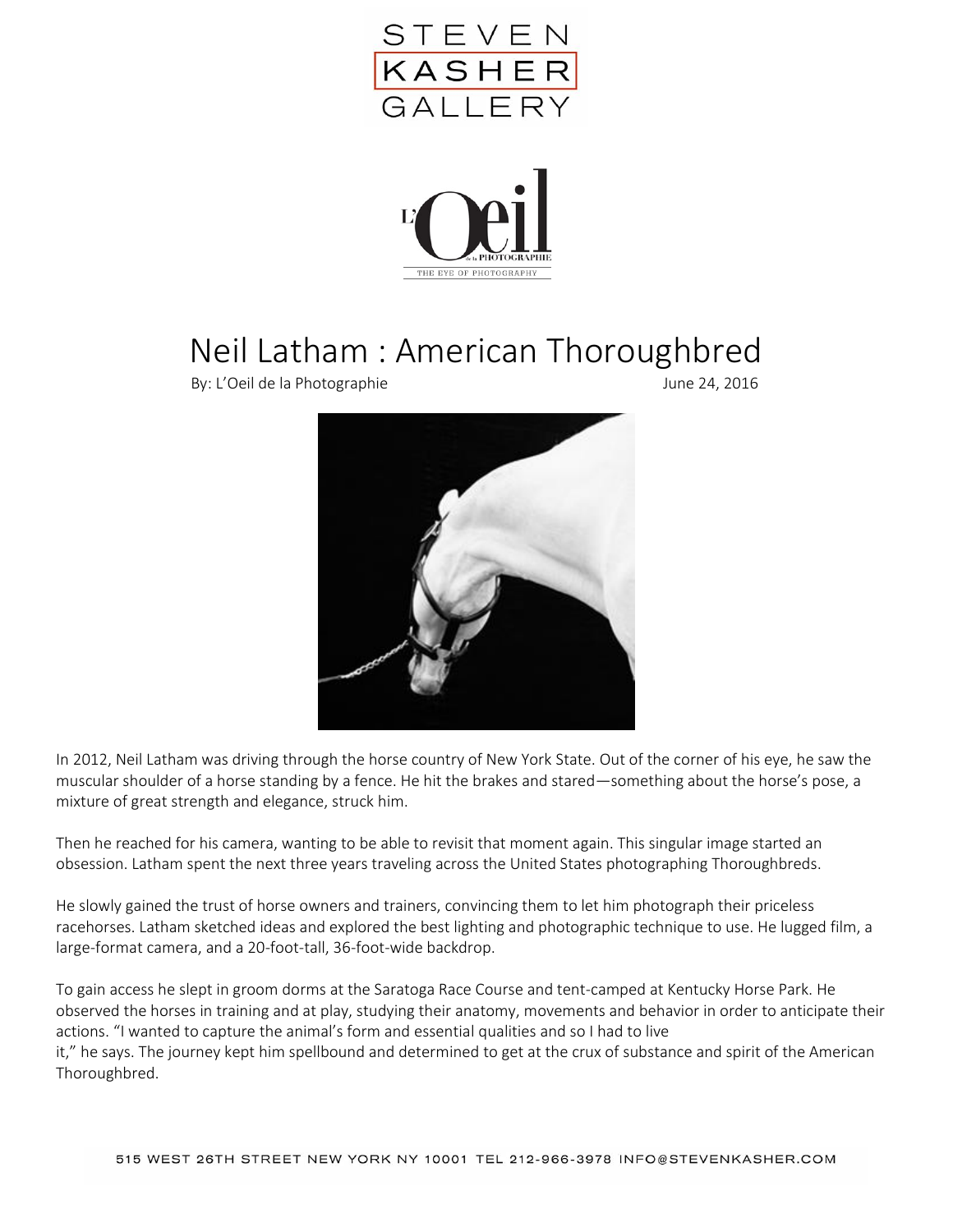STEVEN KASHER GALLERY

L'Oeil de la Photographie — THE EYE OF PHOTOGRAPHY

# Neil Latham : American Thoroughbred

By: L'Oeil de la Photographie June 24, 2016

In 2012, Neil Latham was driving through the horse country of New York State. Out of the corner of his eye, he saw the muscular shoulder of a horse standing by a fence. He hit the brakes and stared—something about the horse's pose, a mixture of great strength and elegance, struck him.

Then he reached for his camera, wanting to be able to revisit that moment again. This singular image started an obsession. Latham spent the next three years traveling across the United States photographing Thoroughbreds.

He slowly gained the trust of horse owners and trainers, convincing them to let him photograph their priceless racehorses. Latham sketched ideas and explored the best lighting and photographic technique to use. He lugged film, a large-format camera, and a 20-foot-tall, 36-foot-wide backdrop.

To gain access he slept in groom dorms at the Saratoga Race Course and tent-camped at Kentucky Horse Park. He observed the horses in training and at play, studying their anatomy, movements and behavior in order to anticipate their actions. "I wanted to capture the animal's form and essential qualities and so I had to live it," he says. The journey kept him spellbound and determined to get at the crux of substance and spirit of the American Thoroughbred.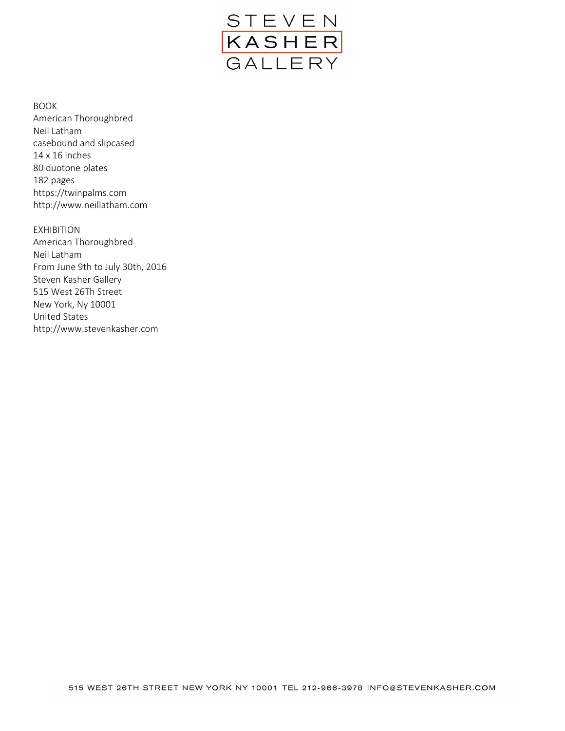BOOK
American Thoroughbred
Neil Latham
casebound and slipcased
14 x 16 inches
80 duotone plates
182 pages
https://twinpalms.com
http://www.neillatham.com

EXHIBITION
American Thoroughbred
Neil Latham
From June 9th to July 30th, 2016
Steven Kasher Gallery
515 West 26Th Street
New York, Ny 10001
United States
http://www.stevenkasher.com